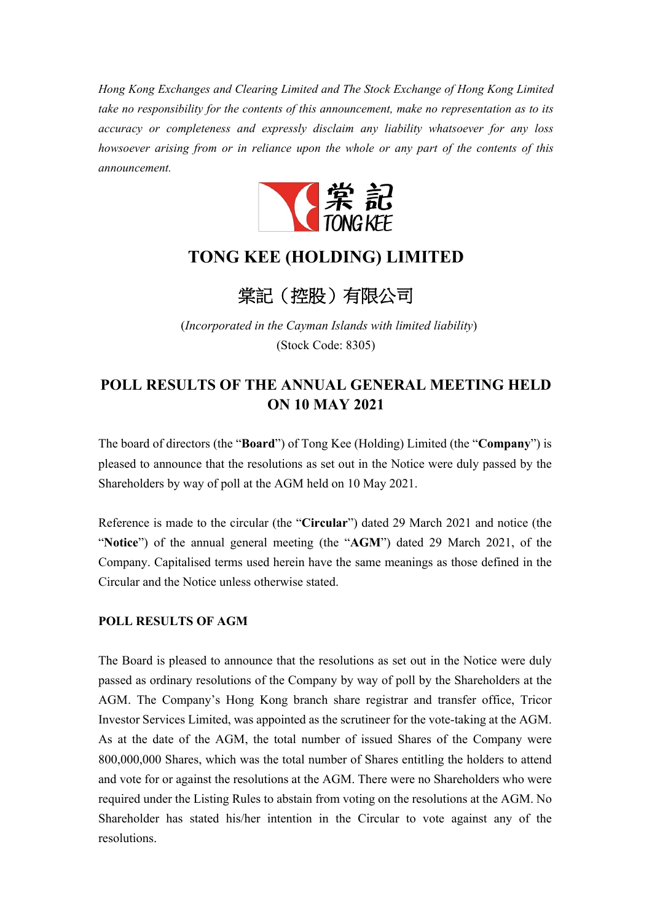*Hong Kong Exchanges and Clearing Limited and The Stock Exchange of Hong Kong Limited take no responsibility for the contents of this announcement, make no representation as to its accuracy or completeness and expressly disclaim any liability whatsoever for any loss howsoever arising from or in reliance upon the whole or any part of the contents of this announcement.*

# TONG KEE (HOLDING) LIMITED

# 棠記（控股）有限公司

(*Incorporated in the Cayman Islands with limited liability*)
(Stock Code: 8305)

## POLL RESULTS OF THE ANNUAL GENERAL MEETING HELD ON 10 MAY 2021

The board of directors (the "**Board**") of Tong Kee (Holding) Limited (the "**Company**") is pleased to announce that the resolutions as set out in the Notice were duly passed by the Shareholders by way of poll at the AGM held on 10 May 2021.

Reference is made to the circular (the "**Circular**") dated 29 March 2021 and notice (the "**Notice**") of the annual general meeting (the "**AGM**") dated 29 March 2021, of the Company. Capitalised terms used herein have the same meanings as those defined in the Circular and the Notice unless otherwise stated.

### POLL RESULTS OF AGM

The Board is pleased to announce that the resolutions as set out in the Notice were duly passed as ordinary resolutions of the Company by way of poll by the Shareholders at the AGM. The Company's Hong Kong branch share registrar and transfer office, Tricor Investor Services Limited, was appointed as the scrutineer for the vote-taking at the AGM. As at the date of the AGM, the total number of issued Shares of the Company were 800,000,000 Shares, which was the total number of Shares entitling the holders to attend and vote for or against the resolutions at the AGM. There were no Shareholders who were required under the Listing Rules to abstain from voting on the resolutions at the AGM. No Shareholder has stated his/her intention in the Circular to vote against any of the resolutions.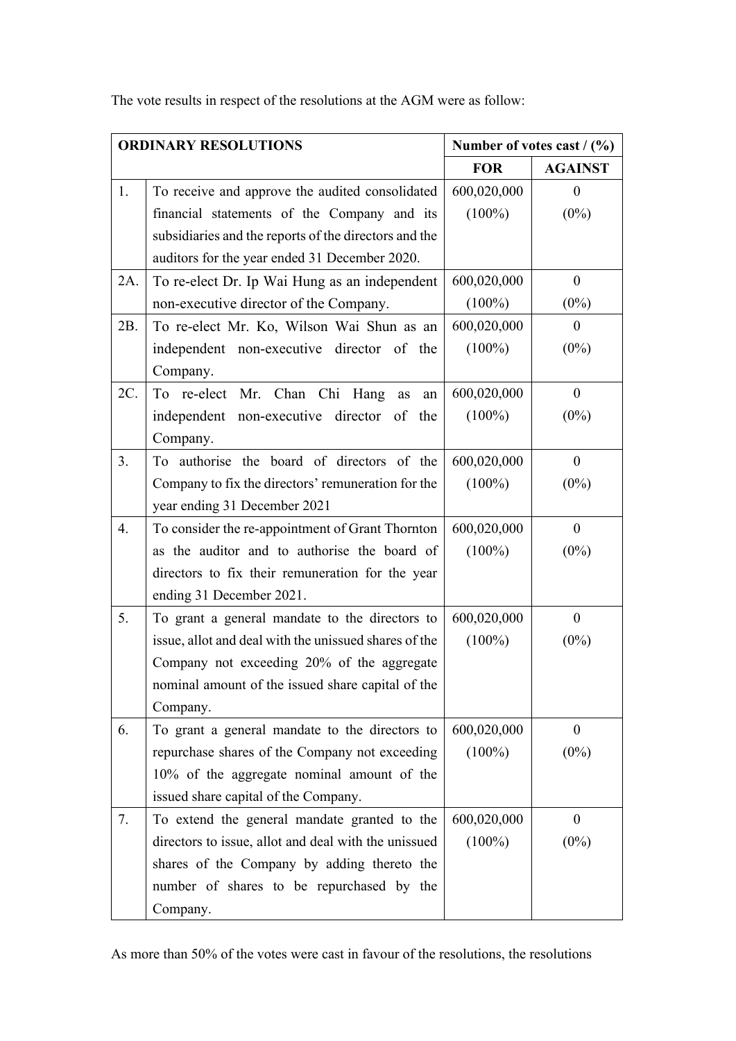The vote results in respect of the resolutions at the AGM were as follow:

| ORDINARY RESOLUTIONS | | Number of votes cast / (%) | |
|---|---|---|---|
| | | **FOR** | **AGAINST** |
| 1. | To receive and approve the audited consolidated financial statements of the Company and its subsidiaries and the reports of the directors and the auditors for the year ended 31 December 2020. | 600,020,000 (100%) | 0 (0%) |
| 2A. | To re-elect Dr. Ip Wai Hung as an independent non-executive director of the Company. | 600,020,000 (100%) | 0 (0%) |
| 2B. | To re-elect Mr. Ko, Wilson Wai Shun as an independent non-executive director of the Company. | 600,020,000 (100%) | 0 (0%) |
| 2C. | To re-elect Mr. Chan Chi Hang as an independent non-executive director of the Company. | 600,020,000 (100%) | 0 (0%) |
| 3. | To authorise the board of directors of the Company to fix the directors' remuneration for the year ending 31 December 2021 | 600,020,000 (100%) | 0 (0%) |
| 4. | To consider the re-appointment of Grant Thornton as the auditor and to authorise the board of directors to fix their remuneration for the year ending 31 December 2021. | 600,020,000 (100%) | 0 (0%) |
| 5. | To grant a general mandate to the directors to issue, allot and deal with the unissued shares of the Company not exceeding 20% of the aggregate nominal amount of the issued share capital of the Company. | 600,020,000 (100%) | 0 (0%) |
| 6. | To grant a general mandate to the directors to repurchase shares of the Company not exceeding 10% of the aggregate nominal amount of the issued share capital of the Company. | 600,020,000 (100%) | 0 (0%) |
| 7. | To extend the general mandate granted to the directors to issue, allot and deal with the unissued shares of the Company by adding thereto the number of shares to be repurchased by the Company. | 600,020,000 (100%) | 0 (0%) |

As more than 50% of the votes were cast in favour of the resolutions, the resolutions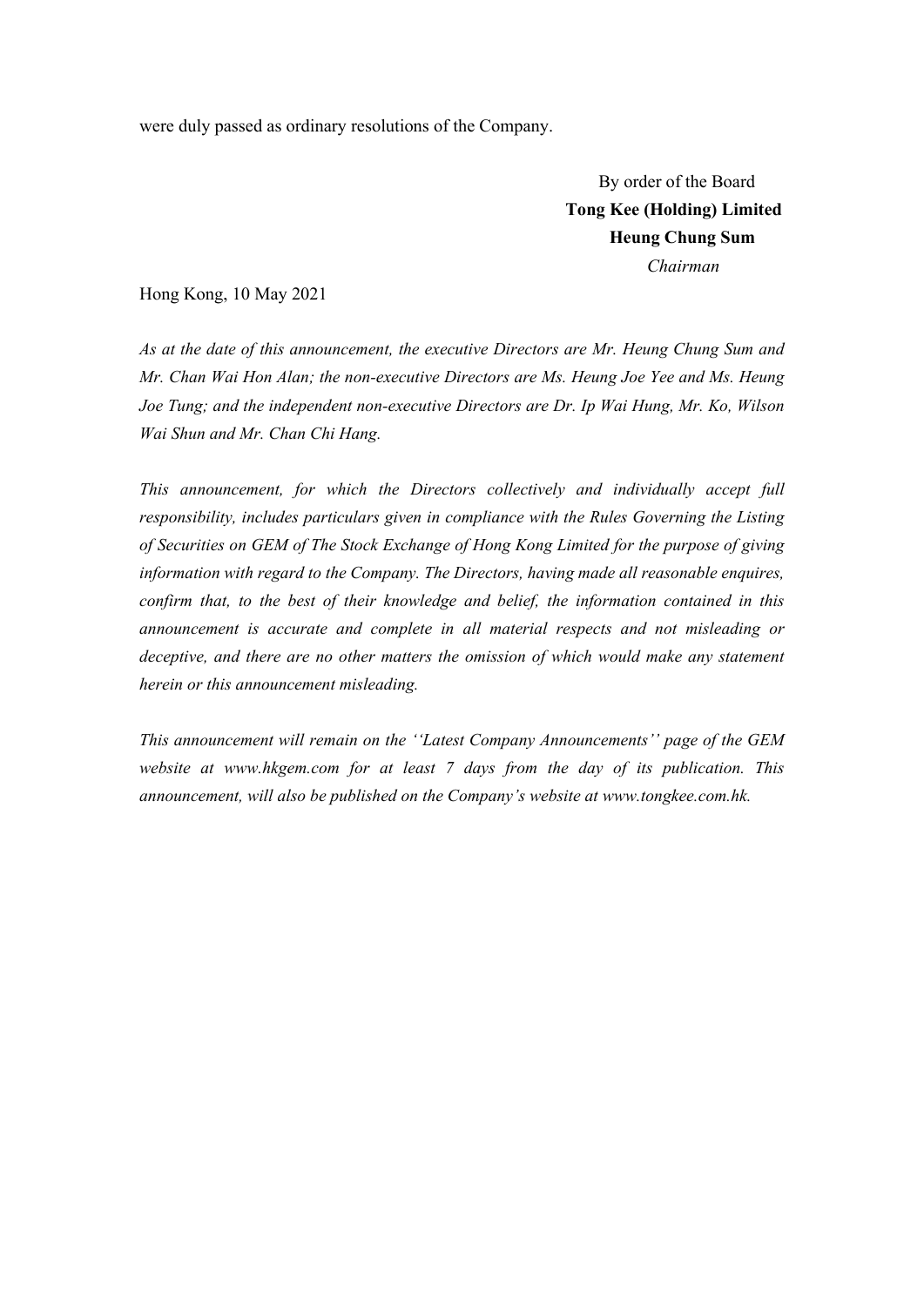were duly passed as ordinary resolutions of the Company.

By order of the Board
**Tong Kee (Holding) Limited**
**Heung Chung Sum**
*Chairman*

Hong Kong, 10 May 2021

*As at the date of this announcement, the executive Directors are Mr. Heung Chung Sum and Mr. Chan Wai Hon Alan; the non-executive Directors are Ms. Heung Joe Yee and Ms. Heung Joe Tung; and the independent non-executive Directors are Dr. Ip Wai Hung, Mr. Ko, Wilson Wai Shun and Mr. Chan Chi Hang.*

*This announcement, for which the Directors collectively and individually accept full responsibility, includes particulars given in compliance with the Rules Governing the Listing of Securities on GEM of The Stock Exchange of Hong Kong Limited for the purpose of giving information with regard to the Company. The Directors, having made all reasonable enquires, confirm that, to the best of their knowledge and belief, the information contained in this announcement is accurate and complete in all material respects and not misleading or deceptive, and there are no other matters the omission of which would make any statement herein or this announcement misleading.*

*This announcement will remain on the ''Latest Company Announcements'' page of the GEM website at www.hkgem.com for at least 7 days from the day of its publication. This announcement, will also be published on the Company's website at www.tongkee.com.hk.*